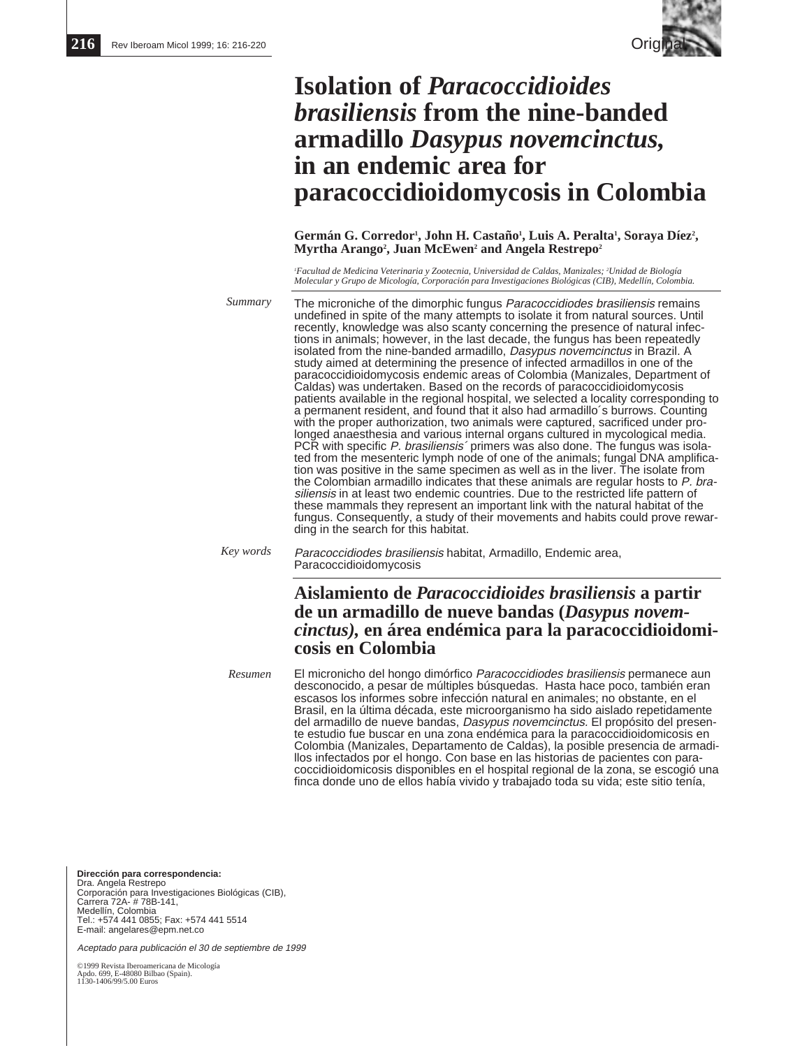# Isolation of *Paracoccidioides brasiliensis* from the nine-banded armadillo *Dasypus novemcinctus*, in an endemic area for paracoccidioidomycosis in Colombia

**Germán G. Corredor[1], John H. Castaño[1], Luis A. Peralta[1], Soraya Díez[2], Myrtha Arango[2], Juan McEwen[2] and Angela Restrepo[2]**

*[1]Facultad de Medicina Veterinaria y Zootecnia, Universidad de Caldas, Manizales; [2]Unidad de Biología Molecular y Grupo de Micología, Corporación para Investigaciones Biológicas (CIB), Medellín, Colombia.*

*Summary*

The microniche of the dimorphic fungus *Paracoccidiodes brasiliensis* remains undefined in spite of the many attempts to isolate it from natural sources. Until recently, knowledge was also scanty concerning the presence of natural infections in animals; however, in the last decade, the fungus has been repeatedly isolated from the nine-banded armadillo, *Dasypus novemcintus* in Brazil. A study aimed at determining the presence of infected armadillos in one of the paracoccidioidomycosis endemic areas of Colombia (Manizales, Department of Caldas) was undertaken. Based on the records of paracoccidioidomycosis patients available in the regional hospital, we selected a locality corresponding to a permanent resident, and found that it also had armadillo´s burrows. Counting with the proper authorization, two animals were captured, sacrificed under prolonged anaesthesia and various internal organs cultured in mycological media. PCR with specific *P. brasiliensis´* primers was also done. The fungus was isolated from the mesenteric lymph node of one of the animals; fungal DNA amplification was positive in the same specimen as well as in the liver. The isolate from the Colombian armadillo indicates that these animals are regular hosts to *P. brasiliensis* in at least two endemic countries. Due to the restricted life pattern of these mammals they represent an important link with the natural habitat of the fungus. Consequently, a study of their movements and habits could prove rewarding in the search for this habitat.

*Key words*

*Paracoccidiodes brasiliensis* habitat, Armadillo, Endemic area, Paracoccidioidomycosis

## Aislamiento de *Paracoccidioides brasiliensis* a partir de un armadillo de nueve bandas (*Dasypus novemcinctus),* en área endémica para la paracoccidioidomicosis en Colombia

*Resumen*

El micronicho del hongo dimórfico *Paracoccidiodes brasiliensis* permanece aun desconocido, a pesar de múltiples búsquedas. Hasta hace poco, también eran escasos los informes sobre infección natural en animales; no obstante, en el Brasil, en la última década, este microorganismo ha sido aislado repetidamente del armadillo de nueve bandas, *Dasypus novemcinctus.* El propósito del presente estudio fue buscar en una zona endémica para la paracoccidioidomicosis en Colombia (Manizales, Departamento de Caldas), la posible presencia de armadillos infectados por el hongo. Con base en las historias de pacientes con paracoccidioidomicosis disponibles en el hospital regional de la zona, se escogió una finca donde uno de ellos había vivido y trabajado toda su vida; este sitio tenía,

**Dirección para correspondencia:**
Dra. Angela Restrepo
Corporación para Investigaciones Biológicas (CIB),
Carrera 72A- # 78B-141,
Medellín, Colombia
Tel.: +574 441 0855; Fax: +574 441 5514
E-mail: angelares@epm.net.co

*Aceptado para publicación el 30 de septiembre de 1999*

©1999 Revista Iberoamericana de Micología
Apdo. 699, E-48080 Bilbao (Spain).
1130-1406/99/5.00 Euros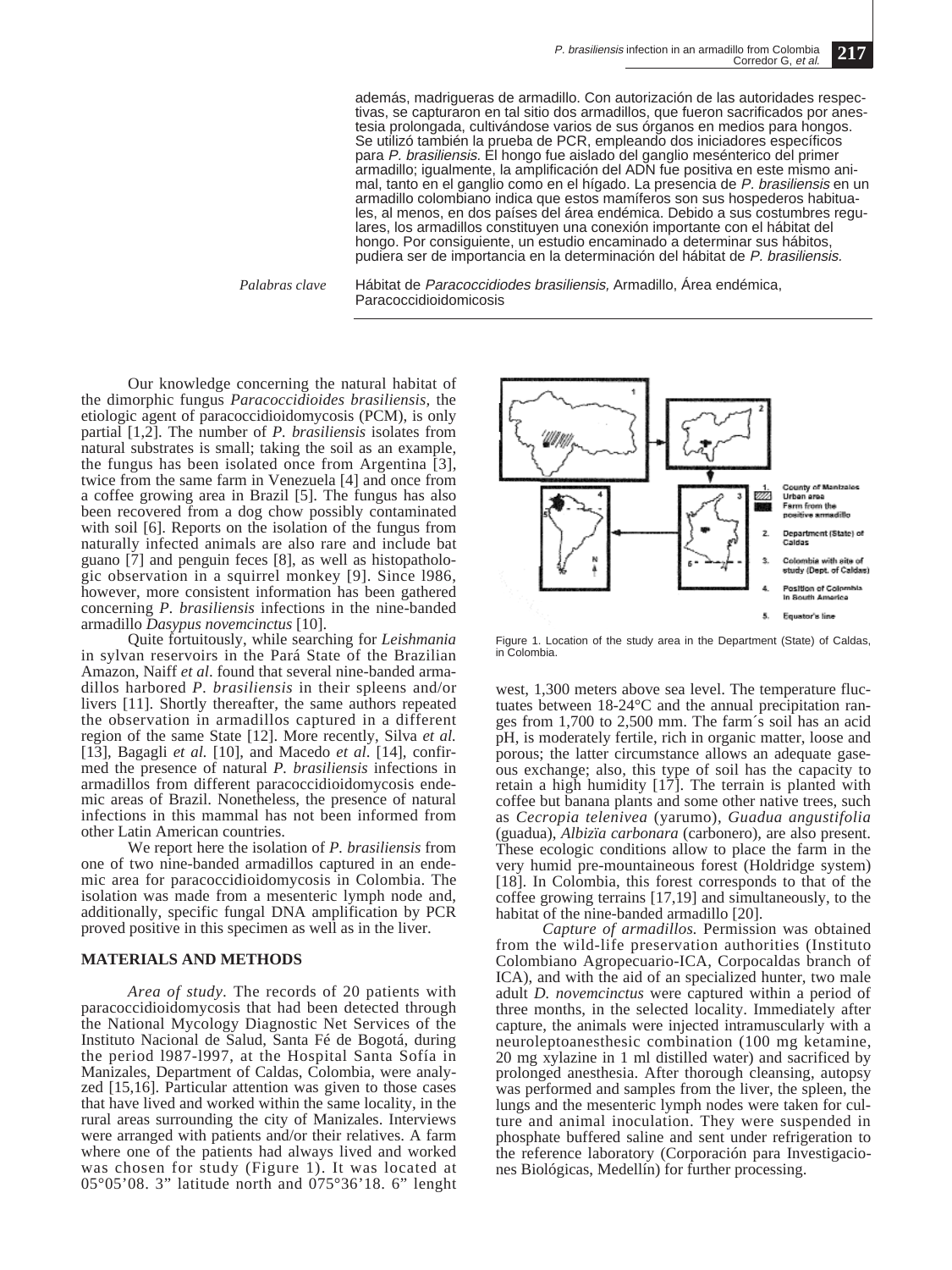además, madrigueras de armadillo. Con autorización de las autoridades respectivas, se capturaron en tal sitio dos armadillos, que fueron sacrificados por anestesia prolongada, cultivándose varios de sus órganos en medios para hongos. Se utilizó también la prueba de PCR, empleando dos iniciadores específicos para *P. brasiliensis*. El hongo fue aislado del ganglio meséntérico del primer armadillo; igualmente, la amplificación del ADN fue positiva en este mismo animal, tanto en el ganglio como en el hígado. La presencia de *P. brasiliensis* en un armadillo colombiano indica que estos mamíferos son sus hospederos habituales, al menos, en dos países del área endémica. Debido a sus costumbres regulares, los armadillos constituyen una conexión importante con el hábitat del hongo. Por consiguiente, un estudio encaminado a determinar sus hábitos, pudiera ser de importancia en la determinación del hábitat de *P. brasiliensis*.

*Palabras clave* Hábitat de *Paracoccidiodes brasiliensis,* Armadillo, Área endémica, Paracoccidioidomicosis

Our knowledge concerning the natural habitat of the dimorphic fungus *Paracoccidioides brasiliensis*, the etiologic agent of paracoccidioidomycosis (PCM), is only partial [1,2]. The number of *P. brasiliensis* isolates from natural substrates is small; taking the soil as an example, the fungus has been isolated once from Argentina [3], twice from the same farm in Venezuela [4] and once from a coffee growing area in Brazil [5]. The fungus has also been recovered from a dog chow possibly contaminated with soil [6]. Reports on the isolation of the fungus from naturally infected animals are also rare and include bat guano [7] and penguin feces [8], as well as histopathologic observation in a squirrel monkey [9]. Since l986, however, more consistent information has been gathered concerning *P. brasiliensis* infections in the nine-banded armadillo *Dasypus novemcinctus* [10].

Quite fortuitously, while searching for *Leishmania* in sylvan reservoirs in the Pará State of the Brazilian Amazon, Naiff *et al*. found that several nine-banded armadillos harbored *P. brasiliensis* in their spleens and/or livers [11]. Shortly thereafter, the same authors repeated the observation in armadillos captured in a different region of the same State [12]. More recently, Silva *et al.* [13], Bagagli *et al.* [10], and Macedo *et al*. [14], confirmed the presence of natural *P. brasiliensis* infections in armadillos from different paracoccidioidomycosis endemic areas of Brazil. Nonetheless, the presence of natural infections in this mammal has not been informed from other Latin American countries.

We report here the isolation of *P. brasiliensis* from one of two nine-banded armadillos captured in an endemic area for paracoccidioidomycosis in Colombia. The isolation was made from a mesenteric lymph node and, additionally, specific fungal DNA amplification by PCR proved positive in this specimen as well as in the liver.

## MATERIALS AND METHODS

*Area of study.* The records of 20 patients with paracoccidioidomycosis that had been detected through the National Mycology Diagnostic Net Services of the Instituto Nacional de Salud, Santa Fé de Bogotá, during the period l987-l997, at the Hospital Santa Sofía in Manizales, Department of Caldas, Colombia, were analyzed [15,16]. Particular attention was given to those cases that have lived and worked within the same locality, in the rural areas surrounding the city of Manizales. Interviews were arranged with patients and/or their relatives. A farm where one of the patients had always lived and worked was chosen for study (Figure 1). It was located at 05°05'08. 3" latitude north and 075°36'18. 6" lenght west, 1,300 meters above sea level. The temperature fluctuates between 18-24°C and the annual precipitation ranges from 1,700 to 2,500 mm. The farm´s soil has an acid pH, is moderately fertile, rich in organic matter, loose and porous; the latter circumstance allows an adequate gaseous exchange; also, this type of soil has the capacity to retain a high humidity [17]. The terrain is planted with coffee but banana plants and some other native trees, such as *Cecropia telenivea* (yarumo), *Guadua angustifolia* (guadua), *Albizïa carbonara* (carbonero), are also present. These ecologic conditions allow to place the farm in the very humid pre-mountaineous forest (Holdridge system) [18]. In Colombia, this forest corresponds to that of the coffee growing terrains [17,19] and simultaneously, to the habitat of the nine-banded armadillo [20].

Figure 1. Location of the study area in the Department (State) of Caldas, in Colombia.

*Capture of armadillos.* Permission was obtained from the wild-life preservation authorities (Instituto Colombiano Agropecuario-ICA, Corpocaldas branch of ICA), and with the aid of an specialized hunter, two male adult *D. novemcinctus* were captured within a period of three months, in the selected locality. Immediately after capture, the animals were injected intramuscularly with a neuroleptoanesthesic combination (100 mg ketamine, 20 mg xylazine in 1 ml distilled water) and sacrificed by prolonged anesthesia. After thorough cleansing, autopsy was performed and samples from the liver, the spleen, the lungs and the mesenteric lymph nodes were taken for culture and animal inoculation. They were suspended in phosphate buffered saline and sent under refrigeration to the reference laboratory (Corporación para Investigaciones Biológicas, Medellín) for further processing.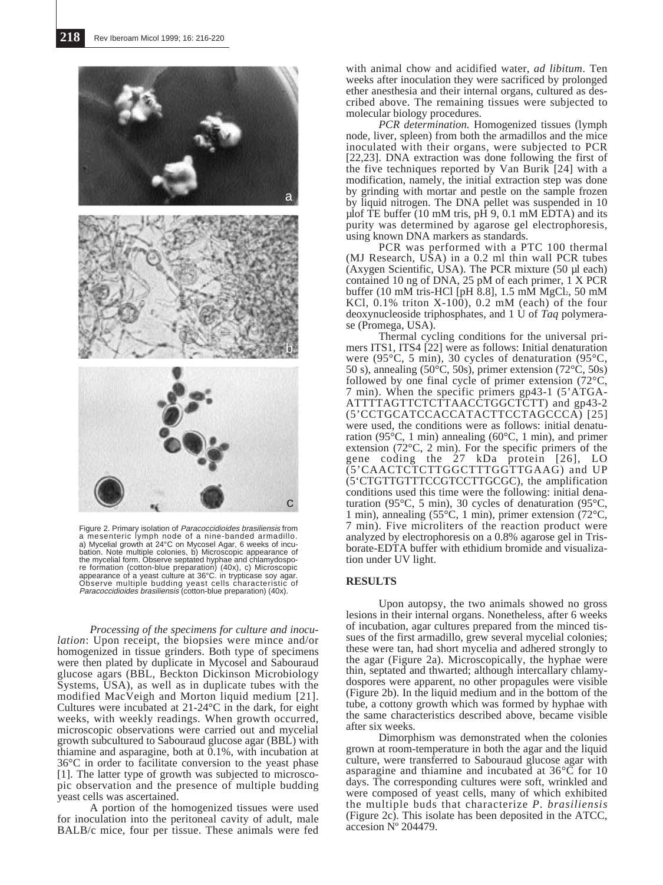Figure 2. Primary isolation of *Paracoccidioides brasiliensis* from a mesenteric lymph node of a nine-banded armadillo. a) Mycelial growth at 24°C on Mycosel Agar, 6 weeks of incubation. Note multiple colonies, b) Microscopic appearance of the mycelial form. Observe septated hyphae and chlamydospore formation (cotton-blue preparation) (40x), c) Microscopic appearance of a yeast culture at 36°C. in trypticase soy agar. Observe multiple budding yeast cells characteristic of *Paracoccidioides brasiliensis* (cotton-blue preparation) (40x).

*Processing of the specimens for culture and inoculation*: Upon receipt, the biopsies were mince and/or homogenized in tissue grinders. Both type of specimens were then plated by duplicate in Mycosel and Sabouraud glucose agars (BBL, Beckton Dickinson Microbiology Systems, USA), as well as in duplicate tubes with the modified MacVeigh and Morton liquid medium [21]. Cultures were incubated at 21-24°C in the dark, for eight weeks, with weekly readings. When growth occurred, microscopic observations were carried out and mycelial growth subcultured to Sabouraud glucose agar (BBL) with thiamine and asparagine, both at 0.1%, with incubation at 36°C in order to facilitate conversion to the yeast phase [1]. The latter type of growth was subjected to microscopic observation and the presence of multiple budding yeast cells was ascertained.

A portion of the homogenized tissues were used for inoculation into the peritoneal cavity of adult, male BALB/c mice, four per tissue. These animals were fed with animal chow and acidified water, *ad libitum*. Ten weeks after inoculation they were sacrificed by prolonged ether anesthesia and their internal organs, cultured as described above. The remaining tissues were subjected to molecular biology procedures.

*PCR determination.* Homogenized tissues (lymph node, liver, spleen) from both the armadillos and the mice inoculated with their organs, were subjected to PCR [22,23]. DNA extraction was done following the first of the five techniques reported by Van Burik [24] with a modification, namely, the initial extraction step was done by grinding with mortar and pestle on the sample frozen by liquid nitrogen. The DNA pellet was suspended in 10 µlof TE buffer (10 mM tris, pH 9, 0.1 mM EDTA) and its purity was determined by agarose gel electrophoresis, using known DNA markers as standards.

PCR was performed with a PTC 100 thermal (MJ Research, USA) in a 0.2 ml thin wall PCR tubes (Axygen Scientific, USA). The PCR mixture (50 µl each) contained 10 ng of DNA, 25 pM of each primer, 1 X PCR buffer (10 mM tris-HCl [pH 8.8], 1.5 mM $MgCl_2$, 50 mM KCl, 0.1% triton X-100), 0.2 mM (each) of the four deoxynucleoside triphosphates, and 1 U of *Taq* polymerase (Promega, USA).

Thermal cycling conditions for the universal primers ITS1, ITS4 [22] were as follows: Initial denaturation were (95°C, 5 min), 30 cycles of denaturation (95°C, 50 s), annealing (50°C, 50s), primer extension (72°C, 50s) followed by one final cycle of primer extension (72°C, 7 min). When the specific primers gp43-1 (5'ATGAATTTTAGTTCTCTTAACCTGGCTCTT) and gp43-2 (5'CCTGCATCCACCATACTTCCTAGCCCA) [25] were used, the conditions were as follows: initial denaturation (95°C, 1 min) annealing (60°C, 1 min), and primer extension (72°C, 2 min). For the specific primers of the gene coding the 27 kDa protein [26], LO (5'CAACTCTCTTGGCTTTGGTTGAAG) and UP (5'CTGTTGTTTCCGTCCTTGCGC), the amplification conditions used this time were the following: initial denaturation (95°C, 5 min), 30 cycles of denaturation (95°C, 1 min), annealing (55°C, 1 min), primer extension (72°C, 7 min). Five microliters of the reaction product were analyzed by electrophoresis on a 0.8% agarose gel in Tris-borate-EDTA buffer with ethidium bromide and visualization under UV light.

## RESULTS

Upon autopsy, the two animals showed no gross lesions in their internal organs. Nonetheless, after 6 weeks of incubation, agar cultures prepared from the minced tissues of the first armadillo, grew several mycelial colonies; these were tan, had short mycelia and adhered strongly to the agar (Figure 2a). Microscopically, the hyphae were thin, septated and thwarted; although intercallary chlamydospores were apparent, no other propagules were visible (Figure 2b). In the liquid medium and in the bottom of the tube, a cottony growth which was formed by hyphae with the same characteristics described above, became visible after six weeks.

Dimorphism was demonstrated when the colonies grown at room-temperature in both the agar and the liquid culture, were transferred to Sabouraud glucose agar with asparagine and thiamine and incubated at 36°C for 10 days. The corresponding cultures were soft, wrinkled and were composed of yeast cells, many of which exhibited the multiple buds that characterize *P. brasiliensis* (Figure 2c). This isolate has been deposited in the ATCC, accesion Nº 204479.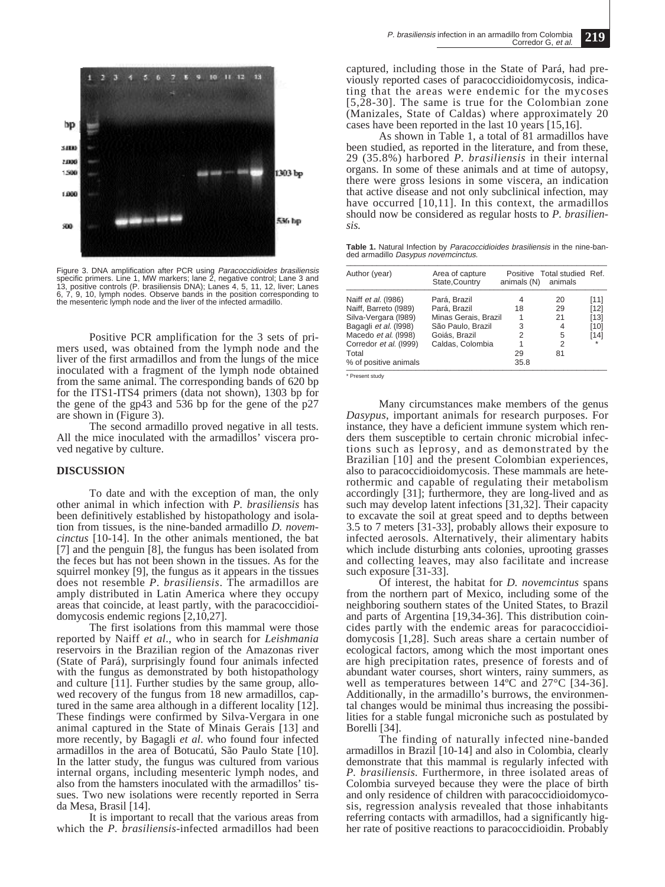Figure 3. DNA amplification after PCR using *Paracoccidioides brasiliensis* specific primers. Line 1, MW markers; lane 2, negative control; Lane 3 and 13, positive controls (P. brasiliensis DNA); Lanes 4, 5, 11, 12, liver; Lanes 6, 7, 9, 10, lymph nodes. Observe bands in the position corresponding to the mesenteric lymph node and the liver of the infected armadillo.

Positive PCR amplification for the 3 sets of primers used, was obtained from the lymph node and the liver of the first armadillos and from the lungs of the mice inoculated with a fragment of the lymph node obtained from the same animal. The corresponding bands of 620 bp for the ITS1-ITS4 primers (data not shown), 1303 bp for the gene of the gp43 and 536 bp for the gene of the p27 are shown in (Figure 3).

The second armadillo proved negative in all tests. All the mice inoculated with the armadillos' viscera proved negative by culture.

## DISCUSSION

To date and with the exception of man, the only other animal in which infection with *P. brasiliensis* has been definitively established by histopathology and isolation from tissues, is the nine-banded armadillo *D. novemcinctus* [10-14]. In the other animals mentioned, the bat [7] and the penguin [8], the fungus has been isolated from the feces but has not been shown in the tissues. As for the squirrel monkey [9], the fungus as it appears in the tissues does not resemble *P. brasiliensis*. The armadillos are amply distributed in Latin America where they occupy areas that coincide, at least partly, with the paracoccidioidomycosis endemic regions [2,10,27].

The first isolations from this mammal were those reported by Naiff *et al*., who in search for *Leishmania* reservoirs in the Brazilian region of the Amazonas river (State of Pará), surprisingly found four animals infected with the fungus as demonstrated by both histopathology and culture [11]. Further studies by the same group, allowed recovery of the fungus from 18 new armadillos, captured in the same area although in a different locality [12]. These findings were confirmed by Silva-Vergara in one animal captured in the State of Minais Gerais [13] and more recently, by Bagagli *et al*. who found four infected armadillos in the area of Botucatú, São Paulo State [10]. In the latter study, the fungus was cultured from various internal organs, including mesenteric lymph nodes, and also from the hamsters inoculated with the armadillos' tissues. Two new isolations were recently reported in Serra da Mesa, Brasil [14].

It is important to recall that the various areas from which the *P. brasiliensis*-infected armadillos had been captured, including those in the State of Pará, had previously reported cases of paracoccidioidomycosis, indicating that the areas were endemic for the mycoses [5,28-30]. The same is true for the Colombian zone (Manizales, State of Caldas) where approximately 20 cases have been reported in the last 10 years [15,16].

As shown in Table 1, a total of 81 armadillos have been studied, as reported in the literature, and from these, 29 (35.8%) harbored *P. brasiliensis* in their internal organs. In some of these animals and at time of autopsy, there were gross lesions in some viscera, an indication that active disease and not only subclinical infection, may have occurred [10,11]. In this context, the armadillos should now be considered as regular hosts to *P. brasiliensis.*

**Table 1.** Natural Infection by *Paracoccidioides brasiliensis* in the nine-banded armadillo *Dasypus novemcinctus.*

| Author (year) | Area of capture State,Country | Positive animals (N) | Total studied animals | Ref. |
|---|---|---|---|---|
| Naiff *et al.* (l986) | Pará, Brazil | 4 | 20 | [11] |
| Naiff, Barreto (l989) | Pará, Brazil | 18 | 29 | [12] |
| Silva-Vergara (l989) | Minas Gerais, Brazil | 1 | 21 | [13] |
| Bagagli *et al.* (l998) | São Paulo, Brazil | 3 | 4 | [10] |
| Macedo *et al.* (l998) | Goiás, Brazil | 2 | 5 | [14] |
| Corredor *et al.* (l999) | Caldas, Colombia | 1 | 2 | * |
| Total | | 29 | 81 | |
| % of positive animals | | 35.8 | | |

* Present study

Many circumstances make members of the genus *Dasypus*, important animals for research purposes. For instance, they have a deficient immune system which renders them susceptible to certain chronic microbial infections such as leprosy, and as demonstrated by the Brazilian [10] and the present Colombian experiences, also to paracoccidioidomycosis. These mammals are heterothermic and capable of regulating their metabolism accordingly [31]; furthermore, they are long-lived and as such may develop latent infections [31,32]. Their capacity to excavate the soil at great speed and to depths between 3.5 to 7 meters [31-33], probably allows their exposure to infected aerosols. Alternatively, their alimentary habits which include disturbing ants colonies, uprooting grasses and collecting leaves, may also facilitate and increase such exposure [31-33].

Of interest, the habitat for *D. novemcintus* spans from the northern part of Mexico, including some of the neighboring southern states of the United States, to Brazil and parts of Argentina [19,34-36]. This distribution coincides partly with the endemic areas for paracoccidioidomycosis [1,28]. Such areas share a certain number of ecological factors, among which the most important ones are high precipitation rates, presence of forests and of abundant water courses, short winters, rainy summers, as well as temperatures between 14ºC and 27°C [34-36]. Additionally, in the armadillo's burrows, the environmental changes would be minimal thus increasing the possibilities for a stable fungal microniche such as postulated by Borelli [34].

The finding of naturally infected nine-banded armadillos in Brazil [10-14] and also in Colombia, clearly demonstrate that this mammal is regularly infected with *P. brasiliensis.* Furthermore, in three isolated areas of Colombia surveyed because they were the place of birth and only residence of children with paracoccidioidomycosis, regression analysis revealed that those inhabitants referring contacts with armadillos, had a significantly higher rate of positive reactions to paracoccidioidin. Probably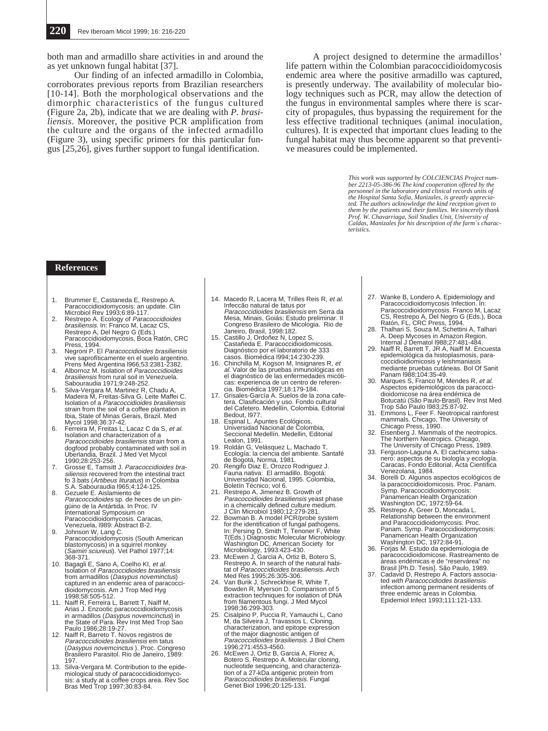both man and armadillo share activities in and around the as yet unknown fungal habitat [37].

Our finding of an infected armadillo in Colombia, corroborates previous reports from Brazilian researchers [10-14]. Both the morphological observations and the dimorphic characteristics of the fungus cultured (Figure 2a, 2b), indicate that we are dealing with *P. brasiliensis*. Moreover, the positive PCR amplification from the culture and the organs of the infected armadillo (Figure 3), using specific primers for this particular fungus [25,26], gives further support to fungal identification.

A project designed to determine the armadillos' life pattern within the Colombian paracoccidioidomycosis endemic area where the positive armadillo was captured, is presently underway. The availability of molecular biology techniques such as PCR, may allow the detection of the fungus in environmental samples where there is scarcity of propagules, thus bypassing the requirement for the less effective traditional techniques (animal inoculation, cultures). It is expected that important clues leading to the fungal habitat may thus become apparent so that preventive measures could be implemented.

*This work was supported by COLCIENCIAS Project number 2213-05-386-96 The kind cooperation offered by the personnel in the laboratory and clinical records units of the Hospital Santa Sofía, Manizales, is greatly appreciated. The authors acknowledge the kind reception given to them by the patients and their families. We sincerely thank Prof. W. Chavarriaga, Soil Studies Unit, University of Caldas, Manizales for his description of the farm´s characteristics.*

## References

1. Brummer E, Castaneda E, Restrepo A. Paracoccidioidomycosis: an update. Clin Microbiol Rev 1993;6:89-117.
2. Restrepo A. Ecology of *Paracoccidioides brasiliensis.* In: Franco M, Lacaz CS, Restrepo A, Del Negro G (Eds.) Paracoccidioidomycosis, Boca Ratón, CRC Press, 1994.
3. Negroni P. El *Paracoccidioides brasiliensis* vive saprofíticamente en el suelo argentino. Prens Med Argentina l966;53:2381-2382.
4. Albornoz M. Isolation of *Paracoccidioides brasiliensis* from rural soil in Venezuela. Sabouraudia 1971;9:248-252.
5. Silva-Vergara M, Martinez R, Chadu A, Madeira M, Freitas-Silva G, Leite Maffei C. Isolation of a *Paracoccidioides brasiliensis* strain from the soil of a coffee plantation in Ibia, State of Minas Gerais, Brazil. Med Mycol 1998;36:37-42.
6. Ferreira M, Freitas L, Lacaz C da S, *et al.* Isolation and characterization of a *Paracoccidioides brasiliensis* strain from a dogfood probably contaminated with soil in Uberlandia, Brazil. J Med Vet Mycol 1990;28:253-256.
7. Grosse E, Tamsitt J. *Paracoccidioides brasiliensis* recovered from the intestinal tract fo 3 bats (*Artibeus lituratus*) in Colombia S.A. Sabouraudia l965;4:124-125.
8. Gezuele E. Aislamiento de *Paracoccidioides* sp. de heces de un pingüino de la Antártida. In Proc. IV International Symposium on Paracoccidioidomycosis. Caracas, Venezuela, l989: Abstract B-2.
9. Johnson W, Lang C. Paracoccidioidomycosis (South American blastomycosis) in a squirrel monkey (*Saimiri sciureus*). Vet Pathol 1977;14: 368-371.
10. Bagagli E, Sano A, Coelho KI, *et al.* Isolation of *Paracoccidioides brasiliensis* from armadillos (*Dasypus noveminctus*) captured in an endemic area of paracoccidioidomycosis. Am J Trop Med Hyg 1998;58:505-512.
11. Naiff R, Ferreira L, Barrett T, Naiff M, Arias J. Enzootic paracoccidioidomycosis in armadillos (*Dasypus novemcinctus*) in the State of Para. Rev Inst Med Trop Sao Paulo 1986;28:19-27.
12. Naiff R, Barreto T. Novos registros de *Paracoccidioides brasiliensis* em tatus (*Dasypus novemcinctus* ). Proc. Congreso Brasileiro Parasitol. Rio de Janeiro, 1989: 197.
13. Silva-Vergara M. Contribution to the epidemiological study of paracoccidioidomycosis: a study at a coffee crops area. Rev Soc Bras Med Trop 1997;30:83-84.
14. Macedo R, Lacera M, Trilles Reis R, *et al.* Infeccão natural de tatus por *Paracoccidioides brasiliensis* em Serra da Mesa, Minais, Goiás: Estudo preliminar. II Congreso Brasileiro de Micologia. Rio de Janeiro, Brasil, 1998:182.
15. Castillo J, Ordoñez N, Lopez S, Castañeda E. Paracoccidioidomicosis. Diagnóstico por el laboratorio de 333 casos. Biomédica l994;14:230-239.
16. Chinchilla M, Kogson M, Insignares R, *et al.* Valor de las pruebas inmunológicas en el diagnóstico de las enfermedades micóticas: experiencia de un centro de referencia. Biomédica 1997;18:179-184.
17. Grisales-García A. Suelos de la zona cafetera. Clasificación y uso. Fondo cultural del Cafetero. Medellín, Colombia, Editorial Bedout, l977.
18. Espinal L. Apuntes Ecológicos, Universidad Nacional de Colombia, Seccional Medellín. Medellin, Editorial Lealon, 1991.
19. Roldán G, Velásquez L, Machado T. Ecología: la ciencia del ambiente. Santafé de Bogotá, Norma, 1981.
20. Rengifo Diaz E, Orozco Rodriguez J. Fauna nativa: El armadillo. Bogotá: Universidad Nacional, 1995. Colombia, Boletín Técnico; vol 6.
21. Restrepo A, Jimenez B. Growth of *Paracoccidioides brasiliensis* yeast phase in a chemically defined culture medium. J Clin Microbiol 1980;12:279-281.
22. Bowman B. A model PCR/probe system for the identification of fungal pathogens. In: Persing D, Smith T, Tenoner F, White T(Eds.) Diagnostic Molecular Microbiology. Washington DC, American Society for Microbiology, 1993:423-430.
23. McEwen J, Garcia A, Ortiz B, Botero S, Restrepo A. In search of the natural habitat of *Paracoccidioides brasiliensis.* Arch Med Res 1995;26:305-306.
24. Van Burik J, Schreckhise R, White T, Bowden R, Myerson D. Comparison of 5 extraction techniques for isolation of DNA from filamentous fungi. J Med Mycol 1998;36:299-303.
25. Cisalpino P, Puccia R, Yamauchi L, Cano M, da Silveira J, Travassos L. Cloning, characterization, and epitope expression of the major diagnostic antigen of *Paracoccidioides brasiliensis.* J Biol Chem 1996;271:4553-4560.
26. McEwen J, Ortiz B, Garcia A, Florez A, Botero S, Restrepo A. Molecular cloning, nucleotide sequencing, and characterization of a 27-kDa antigenic protein from *Paracoccidioides brasiliensis.* Fungal Genet Biol 1996;20:125-131.
27. Wanke B, Londero A. Epidemiology and Paracoccidioidomycosis Infection. In: Paracoccidioidomycosis. Franco M, Lacaz CS, Restrepo A, Del Negro G (Eds.), Boca Ratón, FL, CRC Press, 1994.
28. Thalhari S, Souza M, Schettini A, Talhari A. Deep Mycoses in Amazon Region. Internal J Dematol l988;27:481-484.
29. Naiff R, Barrett T, JR A, Naiff M. Encuesta epidemiológica da histoplasmosis, paracoccidioidiomicosis y leishmaniasis mediante pruebas cutáneas. Bol Of Sanit Panam l988;104:35-49.
30. Marques S, Franco M, Mendes R, *et al.* Aspectos epidemiológicos da paracoccidioidomicose na área endémica de Botucatú (São Paulo-Brasil). Rev Inst Med Trop São Paulo l983;25:87-92.
31. Emmons L, Feer F. Neotropical rainforest mammals. Chicago, The University of Chicago Press, 1990.
32. Eisenberg J. Mammals of the neotropics. The Northern Neotropics. Chicago, The University of Chicago Press, 1989.
33. Ferguson-Laguna A. El cachicamo sabanero: aspectos de su biología y ecología. Caracas, Fondo Editorial, Acta Científica Venezolana, 1984.
34. Borelli D. Algunos aspectos ecológicos de la paracoccidioidomicosis. Proc. Panam. Symp. Paracoccidioidomycosis: Panamerican Health Organization Washington DC, 1972:59-64.
35. Restrepo A, Greer D, Moncada L. Relationship between the environment and Paracoccidioidomycosis. Proc. Panam. Symp. Paracoccidioidomycosis: Panamerican Health Organization Washington DC, 1972:84-91.
36. Forjas M. Estudo da epidemiologia de paracoccidioidomicose. Rastreamento de áreas endémicas e de "reservárea" no Brasil [Ph.D. Tesis]. São Paulo, 1989.
37. Cadavid D, Restrepo A. Factors associated *with Paracoccidiodes brasiliensis* infection among permanent residents of three endemic areas in Colombia. Epidemiol Infect 1993;111:121-133.